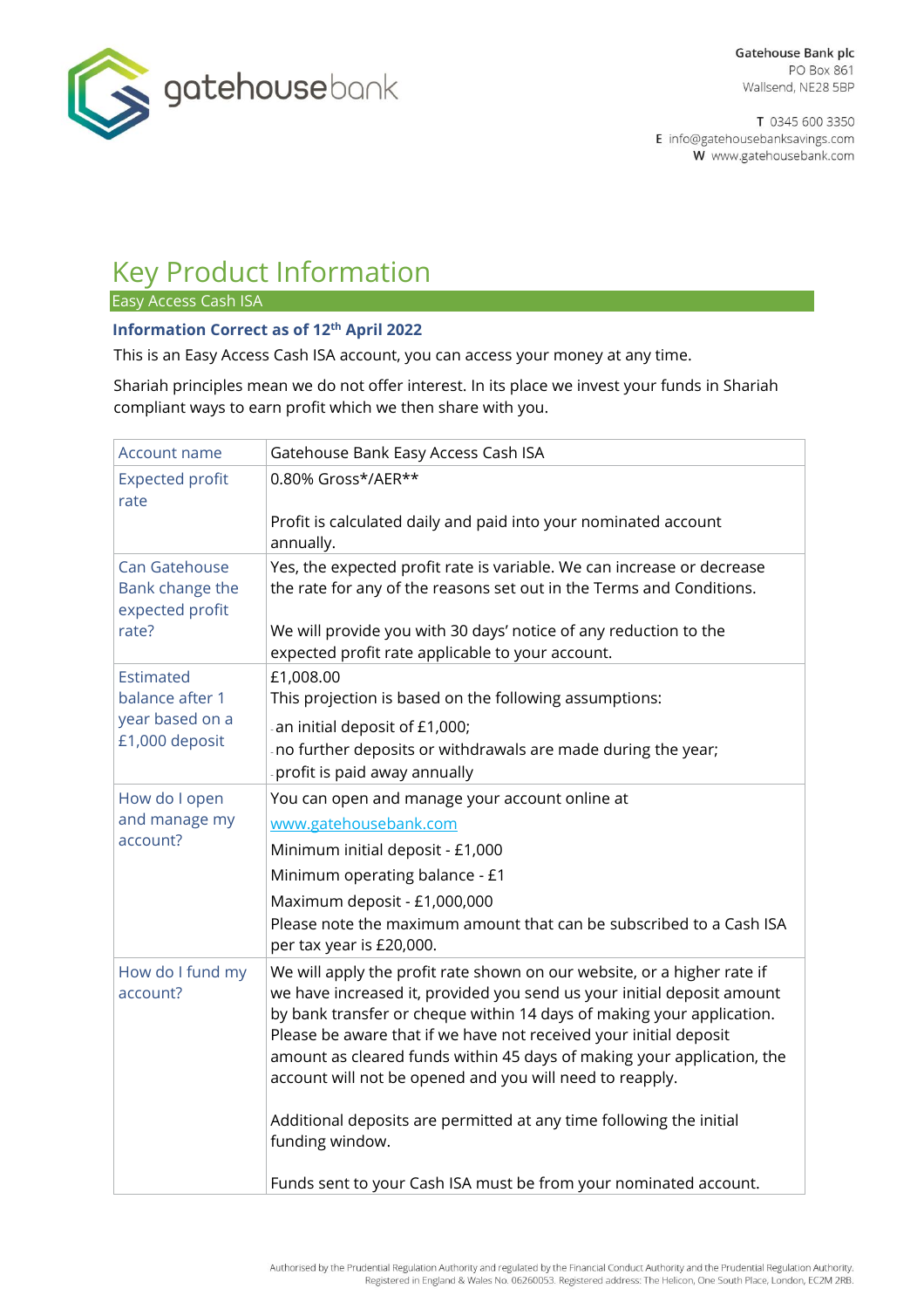Gatehouse Bank plc
PO Box 861
Wallsend, NE28 5BP

T 0345 600 3350
E info@gatehousebanksavings.com
W www.gatehousebank.com

# Key Product Information

## Easy Access Cash ISA

**Information Correct as of 12th April 2022**

This is an Easy Access Cash ISA account, you can access your money at any time.

Shariah principles mean we do not offer interest. In its place we invest your funds in Shariah compliant ways to earn profit which we then share with you.

| Account name | Gatehouse Bank Easy Access Cash ISA |
|---|---|
| Expected profit rate | 0.80% Gross*/AER**<br><br>Profit is calculated daily and paid into your nominated account annually. |
| Can Gatehouse Bank change the expected profit rate? | Yes, the expected profit rate is variable. We can increase or decrease the rate for any of the reasons set out in the Terms and Conditions.<br><br>We will provide you with 30 days' notice of any reduction to the expected profit rate applicable to your account. |
| Estimated balance after 1 year based on a £1,000 deposit | £1,008.00<br>This projection is based on the following assumptions:<br>- an initial deposit of £1,000;<br>- no further deposits or withdrawals are made during the year;<br>- profit is paid away annually |
| How do I open and manage my account? | You can open and manage your account online at<br>www.gatehousebank.com<br>Minimum initial deposit - £1,000<br>Minimum operating balance - £1<br>Maximum deposit - £1,000,000<br>Please note the maximum amount that can be subscribed to a Cash ISA per tax year is £20,000. |
| How do I fund my account? | We will apply the profit rate shown on our website, or a higher rate if we have increased it, provided you send us your initial deposit amount by bank transfer or cheque within 14 days of making your application. Please be aware that if we have not received your initial deposit amount as cleared funds within 45 days of making your application, the account will not be opened and you will need to reapply.<br><br>Additional deposits are permitted at any time following the initial funding window.<br><br>Funds sent to your Cash ISA must be from your nominated account. |

Authorised by the Prudential Regulation Authority and regulated by the Financial Conduct Authority and the Prudential Regulation Authority.
Registered in England & Wales No. 06260053. Registered address: The Helicon, One South Place, London, EC2M 2RB.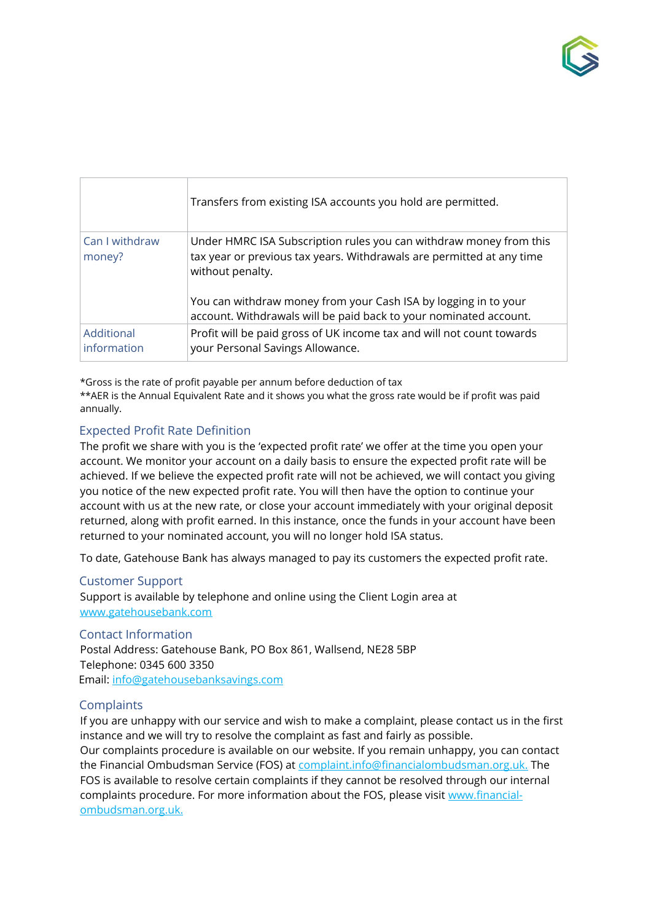| | |
|---|---|
| | Transfers from existing ISA accounts you hold are permitted. |
| Can I withdraw money? | Under HMRC ISA Subscription rules you can withdraw money from this tax year or previous tax years. Withdrawals are permitted at any time without penalty.<br><br>You can withdraw money from your Cash ISA by logging in to your account. Withdrawals will be paid back to your nominated account. |
| Additional information | Profit will be paid gross of UK income tax and will not count towards your Personal Savings Allowance. |

*Gross is the rate of profit payable per annum before deduction of tax
**AER is the Annual Equivalent Rate and it shows you what the gross rate would be if profit was paid annually.

## Expected Profit Rate Definition

The profit we share with you is the 'expected profit rate' we offer at the time you open your account. We monitor your account on a daily basis to ensure the expected profit rate will be achieved. If we believe the expected profit rate will not be achieved, we will contact you giving you notice of the new expected profit rate. You will then have the option to continue your account with us at the new rate, or close your account immediately with your original deposit returned, along with profit earned. In this instance, once the funds in your account have been returned to your nominated account, you will no longer hold ISA status.

To date, Gatehouse Bank has always managed to pay its customers the expected profit rate.

## Customer Support

Support is available by telephone and online using the Client Login area at www.gatehousebank.com

## Contact Information

Postal Address: Gatehouse Bank, PO Box 861, Wallsend, NE28 5BP
Telephone: 0345 600 3350
Email: info@gatehousebanksavings.com

## Complaints

If you are unhappy with our service and wish to make a complaint, please contact us in the first instance and we will try to resolve the complaint as fast and fairly as possible.
Our complaints procedure is available on our website. If you remain unhappy, you can contact the Financial Ombudsman Service (FOS) at complaint.info@financialombudsman.org.uk. The FOS is available to resolve certain complaints if they cannot be resolved through our internal complaints procedure. For more information about the FOS, please visit www.financial-ombudsman.org.uk.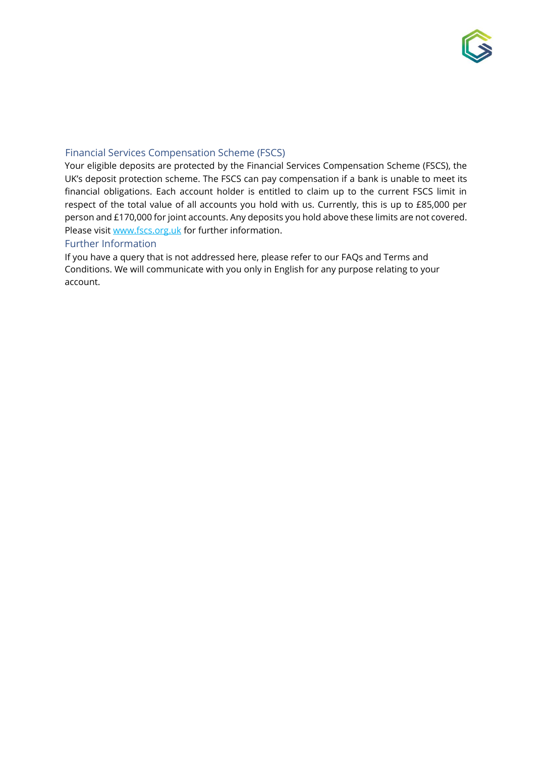## Financial Services Compensation Scheme (FSCS)

Your eligible deposits are protected by the Financial Services Compensation Scheme (FSCS), the UK's deposit protection scheme. The FSCS can pay compensation if a bank is unable to meet its financial obligations. Each account holder is entitled to claim up to the current FSCS limit in respect of the total value of all accounts you hold with us. Currently, this is up to £85,000 per person and £170,000 for joint accounts. Any deposits you hold above these limits are not covered. Please visit [www.fscs.org.uk](http://www.fscs.org.uk) for further information.

## Further Information

If you have a query that is not addressed here, please refer to our FAQs and Terms and Conditions. We will communicate with you only in English for any purpose relating to your account.